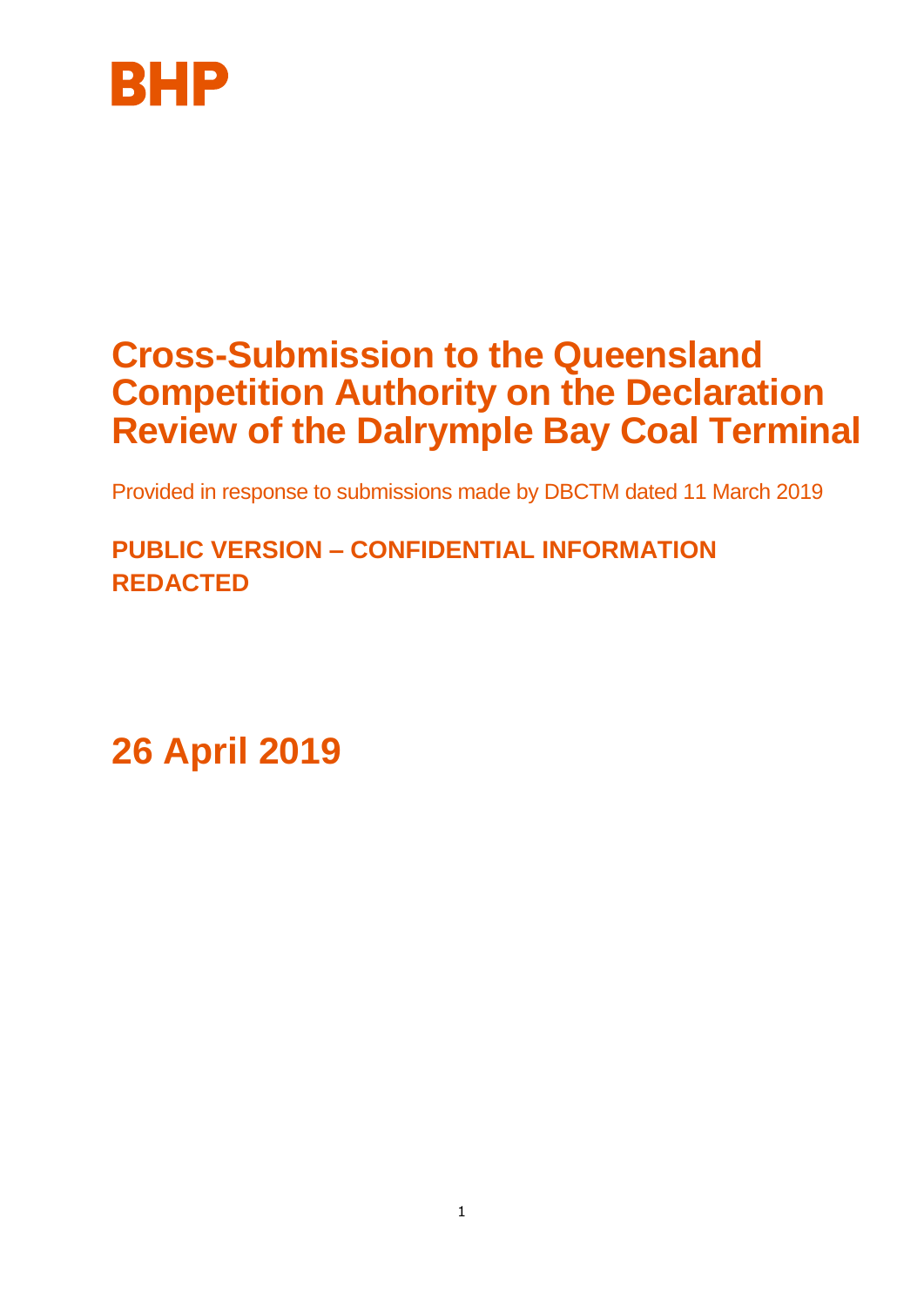BHP

# Cross-Submission to the Queensland Competition Authority on the Declaration Review of the Dalrymple Bay Coal Terminal

Provided in response to submissions made by DBCTM dated 11 March 2019

**PUBLIC VERSION – CONFIDENTIAL INFORMATION REDACTED**

**26 April 2019**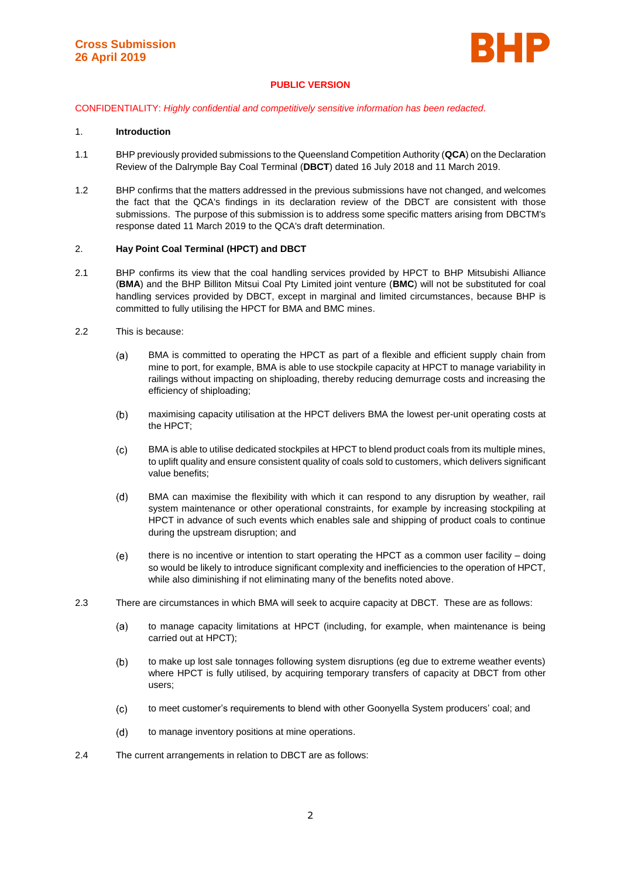**Cross Submission**
**26 April 2019**

**PUBLIC VERSION**

CONFIDENTIALITY: *Highly confidential and competitively sensitive information has been redacted*.

1. **Introduction**

1.1 BHP previously provided submissions to the Queensland Competition Authority (**QCA**) on the Declaration Review of the Dalrymple Bay Coal Terminal (**DBCT**) dated 16 July 2018 and 11 March 2019.

1.2 BHP confirms that the matters addressed in the previous submissions have not changed, and welcomes the fact that the QCA's findings in its declaration review of the DBCT are consistent with those submissions. The purpose of this submission is to address some specific matters arising from DBCTM's response dated 11 March 2019 to the QCA's draft determination.

2. **Hay Point Coal Terminal (HPCT) and DBCT**

2.1 BHP confirms its view that the coal handling services provided by HPCT to BHP Mitsubishi Alliance (**BMA**) and the BHP Billiton Mitsui Coal Pty Limited joint venture (**BMC**) will not be substituted for coal handling services provided by DBCT, except in marginal and limited circumstances, because BHP is committed to fully utilising the HPCT for BMA and BMC mines.

2.2 This is because:

(a) BMA is committed to operating the HPCT as part of a flexible and efficient supply chain from mine to port, for example, BMA is able to use stockpile capacity at HPCT to manage variability in railings without impacting on shiploading, thereby reducing demurrage costs and increasing the efficiency of shiploading;

(b) maximising capacity utilisation at the HPCT delivers BMA the lowest per-unit operating costs at the HPCT;

(c) BMA is able to utilise dedicated stockpiles at HPCT to blend product coals from its multiple mines, to uplift quality and ensure consistent quality of coals sold to customers, which delivers significant value benefits;

(d) BMA can maximise the flexibility with which it can respond to any disruption by weather, rail system maintenance or other operational constraints, for example by increasing stockpiling at HPCT in advance of such events which enables sale and shipping of product coals to continue during the upstream disruption; and

(e) there is no incentive or intention to start operating the HPCT as a common user facility – doing so would be likely to introduce significant complexity and inefficiencies to the operation of HPCT, while also diminishing if not eliminating many of the benefits noted above.

2.3 There are circumstances in which BMA will seek to acquire capacity at DBCT. These are as follows:

(a) to manage capacity limitations at HPCT (including, for example, when maintenance is being carried out at HPCT);

(b) to make up lost sale tonnages following system disruptions (eg due to extreme weather events) where HPCT is fully utilised, by acquiring temporary transfers of capacity at DBCT from other users;

(c) to meet customer's requirements to blend with other Goonyella System producers' coal; and

(d) to manage inventory positions at mine operations.

2.4 The current arrangements in relation to DBCT are as follows: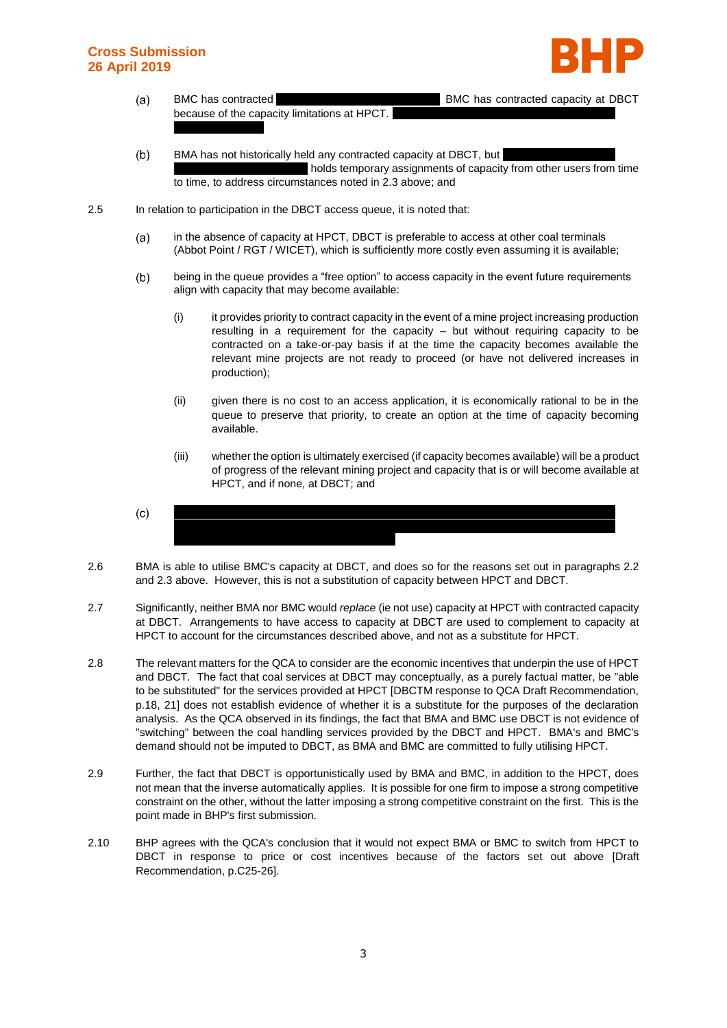(a) BMC has contracted BMC has contracted capacity at DBCT because of the capacity limitations at HPCT.

(b) BMA has not historically held any contracted capacity at DBCT, but holds temporary assignments of capacity from other users from time to time, to address circumstances noted in 2.3 above; and

2.5 In relation to participation in the DBCT access queue, it is noted that:

(a) in the absence of capacity at HPCT, DBCT is preferable to access at other coal terminals (Abbot Point / RGT / WICET), which is sufficiently more costly even assuming it is available;

(b) being in the queue provides a "free option" to access capacity in the event future requirements align with capacity that may become available:

(i) it provides priority to contract capacity in the event of a mine project increasing production resulting in a requirement for the capacity – but without requiring capacity to be contracted on a take-or-pay basis if at the time the capacity becomes available the relevant mine projects are not ready to proceed (or have not delivered increases in production);

(ii) given there is no cost to an access application, it is economically rational to be in the queue to preserve that priority, to create an option at the time of capacity becoming available.

(iii) whether the option is ultimately exercised (if capacity becomes available) will be a product of progress of the relevant mining project and capacity that is or will become available at HPCT, and if none, at DBCT; and

(c)

2.6 BMA is able to utilise BMC's capacity at DBCT, and does so for the reasons set out in paragraphs 2.2 and 2.3 above. However, this is not a substitution of capacity between HPCT and DBCT.

2.7 Significantly, neither BMA nor BMC would *replace* (ie not use) capacity at HPCT with contracted capacity at DBCT. Arrangements to have access to capacity at DBCT are used to complement to capacity at HPCT to account for the circumstances described above, and not as a substitute for HPCT.

2.8 The relevant matters for the QCA to consider are the economic incentives that underpin the use of HPCT and DBCT. The fact that coal services at DBCT may conceptually, as a purely factual matter, be "able to be substituted" for the services provided at HPCT [DBCTM response to QCA Draft Recommendation, p.18, 21] does not establish evidence of whether it is a substitute for the purposes of the declaration analysis. As the QCA observed in its findings, the fact that BMA and BMC use DBCT is not evidence of "switching" between the coal handling services provided by the DBCT and HPCT. BMA's and BMC's demand should not be imputed to DBCT, as BMA and BMC are committed to fully utilising HPCT.

2.9 Further, the fact that DBCT is opportunistically used by BMA and BMC, in addition to the HPCT, does not mean that the inverse automatically applies. It is possible for one firm to impose a strong competitive constraint on the other, without the latter imposing a strong competitive constraint on the first. This is the point made in BHP's first submission.

2.10 BHP agrees with the QCA's conclusion that it would not expect BMA or BMC to switch from HPCT to DBCT in response to price or cost incentives because of the factors set out above [Draft Recommendation, p.C25-26].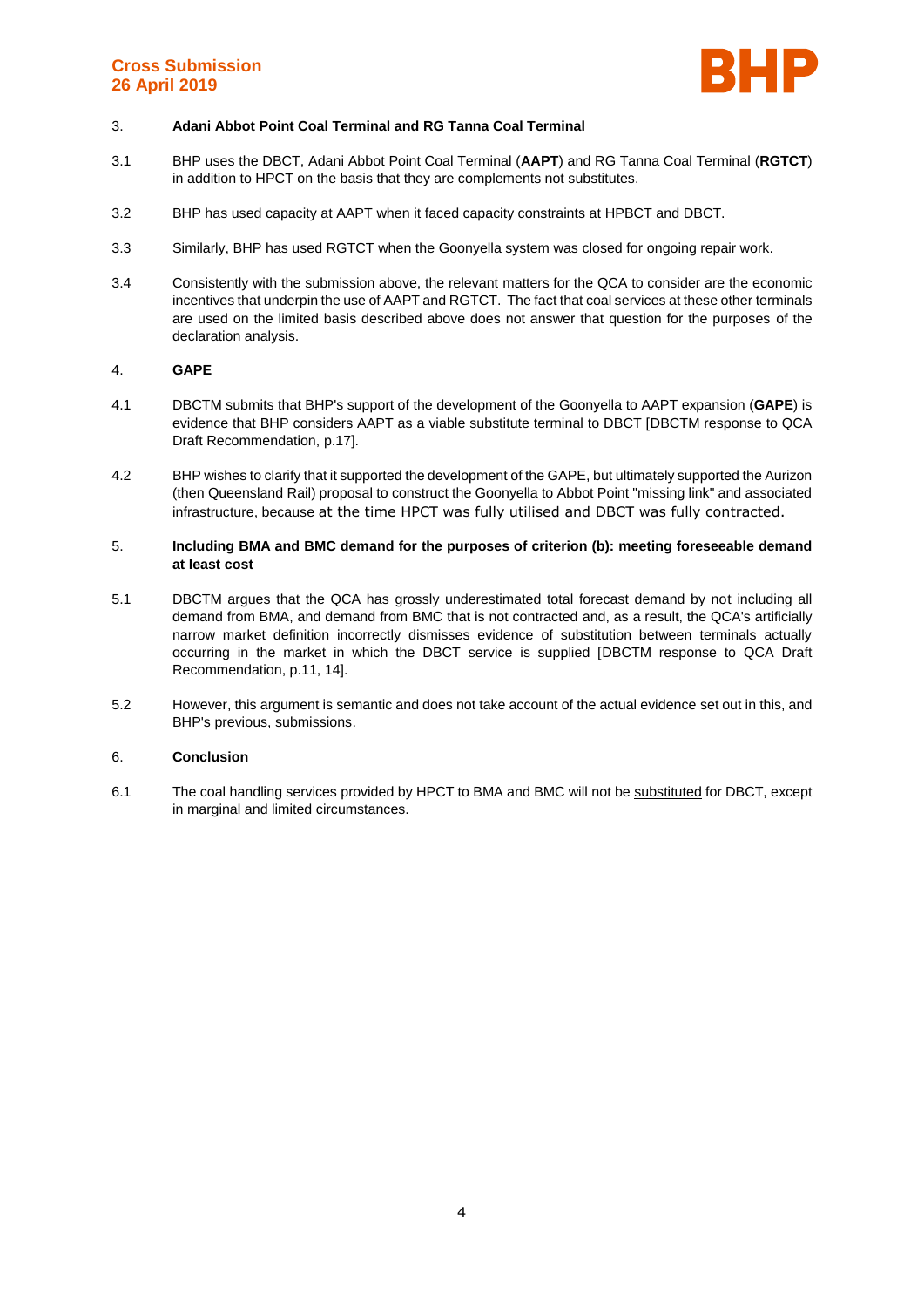## 3. Adani Abbot Point Coal Terminal and RG Tanna Coal Terminal

3.1 BHP uses the DBCT, Adani Abbot Point Coal Terminal (**AAPT**) and RG Tanna Coal Terminal (**RGTCT**) in addition to HPCT on the basis that they are complements not substitutes.

3.2 BHP has used capacity at AAPT when it faced capacity constraints at HPBCT and DBCT.

3.3 Similarly, BHP has used RGTCT when the Goonyella system was closed for ongoing repair work.

3.4 Consistently with the submission above, the relevant matters for the QCA to consider are the economic incentives that underpin the use of AAPT and RGTCT. The fact that coal services at these other terminals are used on the limited basis described above does not answer that question for the purposes of the declaration analysis.

## 4. GAPE

4.1 DBCTM submits that BHP's support of the development of the Goonyella to AAPT expansion (**GAPE**) is evidence that BHP considers AAPT as a viable substitute terminal to DBCT [DBCTM response to QCA Draft Recommendation, p.17].

4.2 BHP wishes to clarify that it supported the development of the GAPE, but ultimately supported the Aurizon (then Queensland Rail) proposal to construct the Goonyella to Abbot Point "missing link" and associated infrastructure, because at the time HPCT was fully utilised and DBCT was fully contracted.

## 5. Including BMA and BMC demand for the purposes of criterion (b): meeting foreseeable demand at least cost

5.1 DBCTM argues that the QCA has grossly underestimated total forecast demand by not including all demand from BMA, and demand from BMC that is not contracted and, as a result, the QCA's artificially narrow market definition incorrectly dismisses evidence of substitution between terminals actually occurring in the market in which the DBCT service is supplied [DBCTM response to QCA Draft Recommendation, p.11, 14].

5.2 However, this argument is semantic and does not take account of the actual evidence set out in this, and BHP's previous, submissions.

## 6. Conclusion

6.1 The coal handling services provided by HPCT to BMA and BMC will not be <u>substituted</u> for DBCT, except in marginal and limited circumstances.